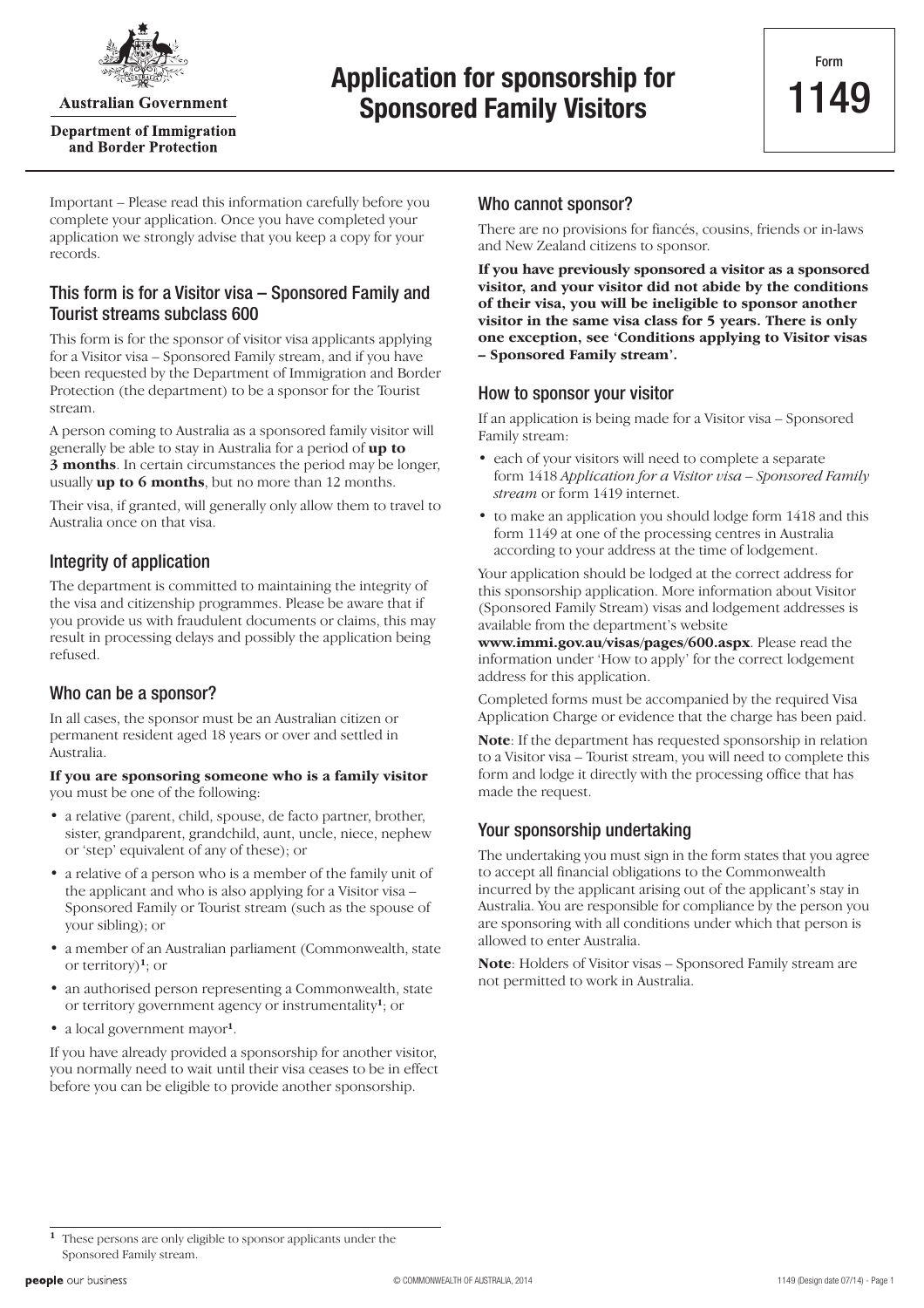Australian Government

Department of Immigration and Border Protection

# Application for sponsorship for Sponsored Family Visitors

Form **1149**

Important – Please read this information carefully before you complete your application. Once you have completed your application we strongly advise that you keep a copy for your records.

## This form is for a Visitor visa – Sponsored Family and Tourist streams subclass 600

This form is for the sponsor of visitor visa applicants applying for a Visitor visa – Sponsored Family stream, and if you have been requested by the Department of Immigration and Border Protection (the department) to be a sponsor for the Tourist stream.

A person coming to Australia as a sponsored family visitor will generally be able to stay in Australia for a period of **up to 3 months**. In certain circumstances the period may be longer, usually **up to 6 months**, but no more than 12 months.

Their visa, if granted, will generally only allow them to travel to Australia once on that visa.

## Integrity of application

The department is committed to maintaining the integrity of the visa and citizenship programmes. Please be aware that if you provide us with fraudulent documents or claims, this may result in processing delays and possibly the application being refused.

## Who can be a sponsor?

In all cases, the sponsor must be an Australian citizen or permanent resident aged 18 years or over and settled in Australia.

**If you are sponsoring someone who is a family visitor** you must be one of the following:

- a relative (parent, child, spouse, de facto partner, brother, sister, grandparent, grandchild, aunt, uncle, niece, nephew or 'step' equivalent of any of these); or
- a relative of a person who is a member of the family unit of the applicant and who is also applying for a Visitor visa – Sponsored Family or Tourist stream (such as the spouse of your sibling); or
- a member of an Australian parliament (Commonwealth, state or territory)[1]; or
- an authorised person representing a Commonwealth, state or territory government agency or instrumentality[1]; or
- a local government mayor[1].

If you have already provided a sponsorship for another visitor, you normally need to wait until their visa ceases to be in effect before you can be eligible to provide another sponsorship.

## Who cannot sponsor?

There are no provisions for fiancés, cousins, friends or in-laws and New Zealand citizens to sponsor.

**If you have previously sponsored a visitor as a sponsored visitor, and your visitor did not abide by the conditions of their visa, you will be ineligible to sponsor another visitor in the same visa class for 5 years. There is only one exception, see 'Conditions applying to Visitor visas – Sponsored Family stream'.**

## How to sponsor your visitor

If an application is being made for a Visitor visa – Sponsored Family stream:

- each of your visitors will need to complete a separate form 1418 *Application for a Visitor visa – Sponsored Family stream* or form 1419 internet.
- to make an application you should lodge form 1418 and this form 1149 at one of the processing centres in Australia according to your address at the time of lodgement.

Your application should be lodged at the correct address for this sponsorship application. More information about Visitor (Sponsored Family Stream) visas and lodgement addresses is available from the department's website **www.immi.gov.au/visas/pages/600.aspx**. Please read the information under 'How to apply' for the correct lodgement address for this application.

Completed forms must be accompanied by the required Visa Application Charge or evidence that the charge has been paid.

**Note**: If the department has requested sponsorship in relation to a Visitor visa – Tourist stream, you will need to complete this form and lodge it directly with the processing office that has made the request.

## Your sponsorship undertaking

The undertaking you must sign in the form states that you agree to accept all financial obligations to the Commonwealth incurred by the applicant arising out of the applicant's stay in Australia. You are responsible for compliance by the person you are sponsoring with all conditions under which that person is allowed to enter Australia.

**Note**: Holders of Visitor visas – Sponsored Family stream are not permitted to work in Australia.

[1] These persons are only eligible to sponsor applicants under the Sponsored Family stream.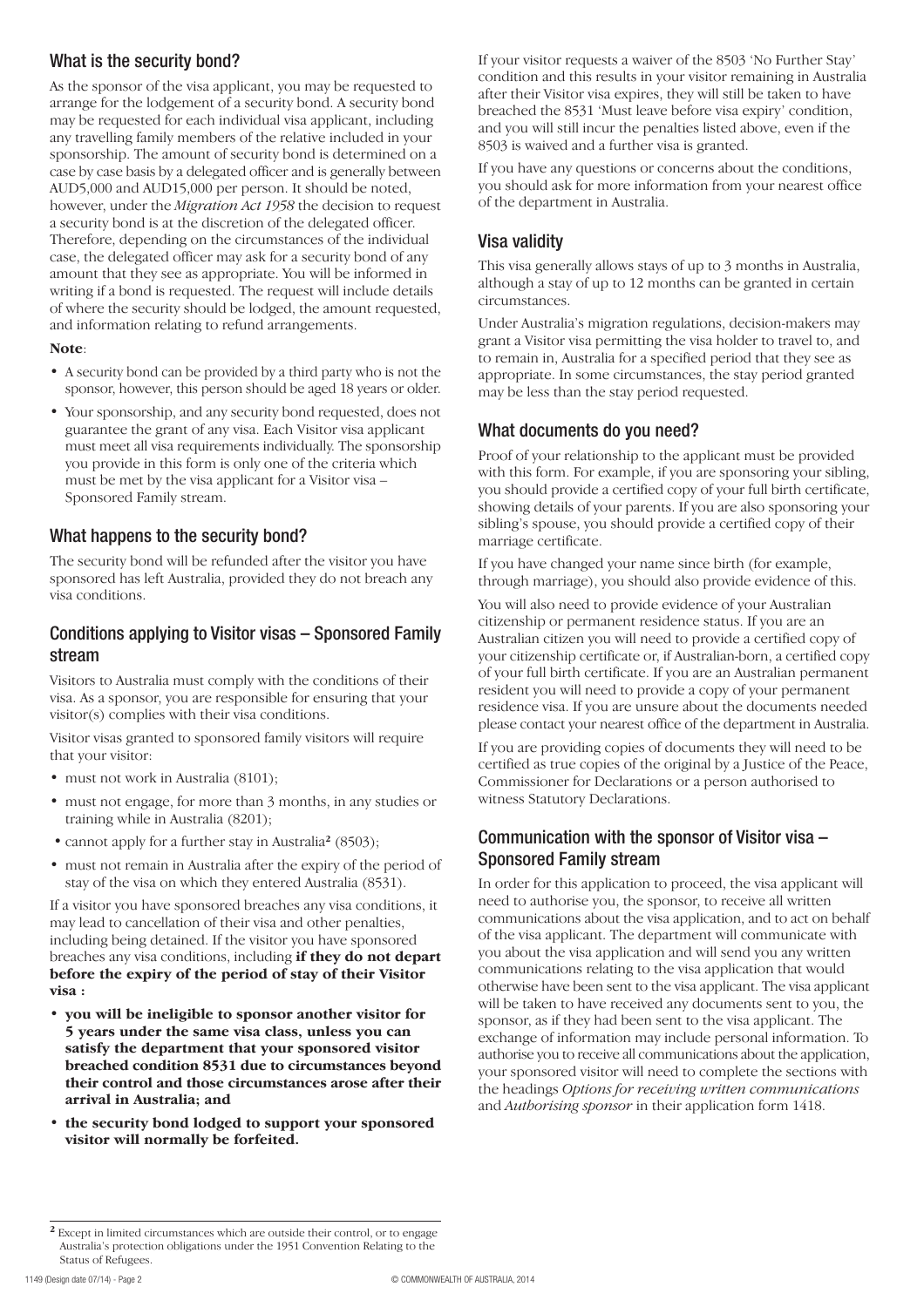## What is the security bond?

As the sponsor of the visa applicant, you may be requested to arrange for the lodgement of a security bond. A security bond may be requested for each individual visa applicant, including any travelling family members of the relative included in your sponsorship. The amount of security bond is determined on a case by case basis by a delegated officer and is generally between AUD5,000 and AUD15,000 per person. It should be noted, however, under the *Migration Act 1958* the decision to request a security bond is at the discretion of the delegated officer. Therefore, depending on the circumstances of the individual case, the delegated officer may ask for a security bond of any amount that they see as appropriate. You will be informed in writing if a bond is requested. The request will include details of where the security should be lodged, the amount requested, and information relating to refund arrangements.

**Note**:

- A security bond can be provided by a third party who is not the sponsor, however, this person should be aged 18 years or older.
- Your sponsorship, and any security bond requested, does not guarantee the grant of any visa. Each Visitor visa applicant must meet all visa requirements individually. The sponsorship you provide in this form is only one of the criteria which must be met by the visa applicant for a Visitor visa – Sponsored Family stream.

## What happens to the security bond?

The security bond will be refunded after the visitor you have sponsored has left Australia, provided they do not breach any visa conditions.

## Conditions applying to Visitor visas – Sponsored Family stream

Visitors to Australia must comply with the conditions of their visa. As a sponsor, you are responsible for ensuring that your visitor(s) complies with their visa conditions.

Visitor visas granted to sponsored family visitors will require that your visitor:

- must not work in Australia (8101);
- must not engage, for more than 3 months, in any studies or training while in Australia (8201);
- cannot apply for a further stay in Australia[2] (8503);
- must not remain in Australia after the expiry of the period of stay of the visa on which they entered Australia (8531).

If a visitor you have sponsored breaches any visa conditions, it may lead to cancellation of their visa and other penalties, including being detained. If the visitor you have sponsored breaches any visa conditions, including **if they do not depart before the expiry of the period of stay of their Visitor visa :**

- **you will be ineligible to sponsor another visitor for 5 years under the same visa class, unless you can satisfy the department that your sponsored visitor breached condition 8531 due to circumstances beyond their control and those circumstances arose after their arrival in Australia; and**
- **the security bond lodged to support your sponsored visitor will normally be forfeited.**

If your visitor requests a waiver of the 8503 'No Further Stay' condition and this results in your visitor remaining in Australia after their Visitor visa expires, they will still be taken to have breached the 8531 'Must leave before visa expiry' condition, and you will still incur the penalties listed above, even if the 8503 is waived and a further visa is granted.

If you have any questions or concerns about the conditions, you should ask for more information from your nearest office of the department in Australia.

## Visa validity

This visa generally allows stays of up to 3 months in Australia, although a stay of up to 12 months can be granted in certain circumstances.

Under Australia's migration regulations, decision-makers may grant a Visitor visa permitting the visa holder to travel to, and to remain in, Australia for a specified period that they see as appropriate. In some circumstances, the stay period granted may be less than the stay period requested.

## What documents do you need?

Proof of your relationship to the applicant must be provided with this form. For example, if you are sponsoring your sibling, you should provide a certified copy of your full birth certificate, showing details of your parents. If you are also sponsoring your sibling's spouse, you should provide a certified copy of their marriage certificate.

If you have changed your name since birth (for example, through marriage), you should also provide evidence of this.

You will also need to provide evidence of your Australian citizenship or permanent residence status. If you are an Australian citizen you will need to provide a certified copy of your citizenship certificate or, if Australian-born, a certified copy of your full birth certificate. If you are an Australian permanent resident you will need to provide a copy of your permanent residence visa. If you are unsure about the documents needed please contact your nearest office of the department in Australia.

If you are providing copies of documents they will need to be certified as true copies of the original by a Justice of the Peace, Commissioner for Declarations or a person authorised to witness Statutory Declarations.

## Communication with the sponsor of Visitor visa – Sponsored Family stream

In order for this application to proceed, the visa applicant will need to authorise you, the sponsor, to receive all written communications about the visa application, and to act on behalf of the visa applicant. The department will communicate with you about the visa application and will send you any written communications relating to the visa application that would otherwise have been sent to the visa applicant. The visa applicant will be taken to have received any documents sent to you, the sponsor, as if they had been sent to the visa applicant. The exchange of information may include personal information. To authorise you to receive all communications about the application, your sponsored visitor will need to complete the sections with the headings *Options for receiving written communications* and *Authorising sponsor* in their application form 1418.

---

[2] Except in limited circumstances which are outside their control, or to engage Australia's protection obligations under the 1951 Convention Relating to the Status of Refugees.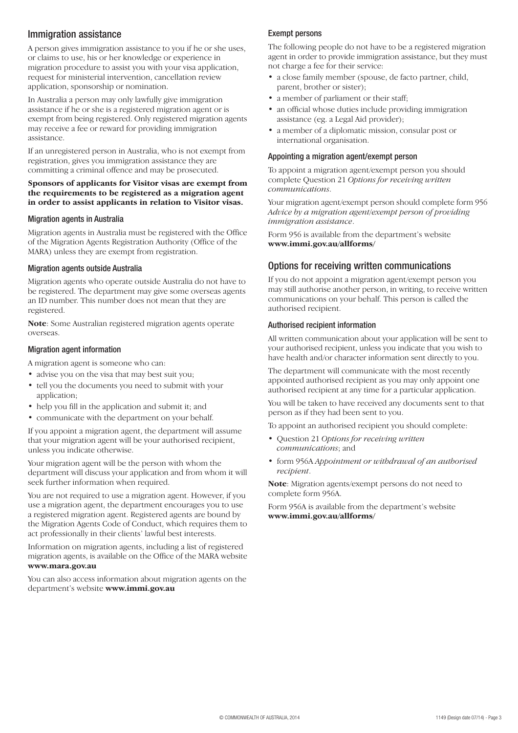## Immigration assistance

A person gives immigration assistance to you if he or she uses, or claims to use, his or her knowledge or experience in migration procedure to assist you with your visa application, request for ministerial intervention, cancellation review application, sponsorship or nomination.

In Australia a person may only lawfully give immigration assistance if he or she is a registered migration agent or is exempt from being registered. Only registered migration agents may receive a fee or reward for providing immigration assistance.

If an unregistered person in Australia, who is not exempt from registration, gives you immigration assistance they are committing a criminal offence and may be prosecuted.

**Sponsors of applicants for Visitor visas are exempt from the requirements to be registered as a migration agent in order to assist applicants in relation to Visitor visas.**

### Migration agents in Australia

Migration agents in Australia must be registered with the Office of the Migration Agents Registration Authority (Office of the MARA) unless they are exempt from registration.

### Migration agents outside Australia

Migration agents who operate outside Australia do not have to be registered. The department may give some overseas agents an ID number. This number does not mean that they are registered.

**Note**: Some Australian registered migration agents operate overseas.

### Migration agent information

A migration agent is someone who can:

- advise you on the visa that may best suit you;
- tell you the documents you need to submit with your application;
- help you fill in the application and submit it; and
- communicate with the department on your behalf.

If you appoint a migration agent, the department will assume that your migration agent will be your authorised recipient, unless you indicate otherwise.

Your migration agent will be the person with whom the department will discuss your application and from whom it will seek further information when required.

You are not required to use a migration agent. However, if you use a migration agent, the department encourages you to use a registered migration agent. Registered agents are bound by the Migration Agents Code of Conduct, which requires them to act professionally in their clients' lawful best interests.

Information on migration agents, including a list of registered migration agents, is available on the Office of the MARA website **www.mara.gov.au**

You can also access information about migration agents on the department's website **www.immi.gov.au**

### Exempt persons

The following people do not have to be a registered migration agent in order to provide immigration assistance, but they must not charge a fee for their service:

- a close family member (spouse, de facto partner, child, parent, brother or sister);
- a member of parliament or their staff;
- an official whose duties include providing immigration assistance (eg. a Legal Aid provider);
- a member of a diplomatic mission, consular post or international organisation.

### Appointing a migration agent/exempt person

To appoint a migration agent/exempt person you should complete Question 21 *Options for receiving written communications*.

Your migration agent/exempt person should complete form 956 *Advice by a migration agent/exempt person of providing immigration assistance*.

Form 956 is available from the department's website **www.immi.gov.au/allforms/**

## Options for receiving written communications

If you do not appoint a migration agent/exempt person you may still authorise another person, in writing, to receive written communications on your behalf. This person is called the authorised recipient.

### Authorised recipient information

All written communication about your application will be sent to your authorised recipient, unless you indicate that you wish to have health and/or character information sent directly to you.

The department will communicate with the most recently appointed authorised recipient as you may only appoint one authorised recipient at any time for a particular application.

You will be taken to have received any documents sent to that person as if they had been sent to you.

To appoint an authorised recipient you should complete:

- Question 21 *Options for receiving written communications*; and
- form 956A *Appointment or withdrawal of an authorised recipient*.

**Note**: Migration agents/exempt persons do not need to complete form 956A.

Form 956A is available from the department's website **www.immi.gov.au/allforms/**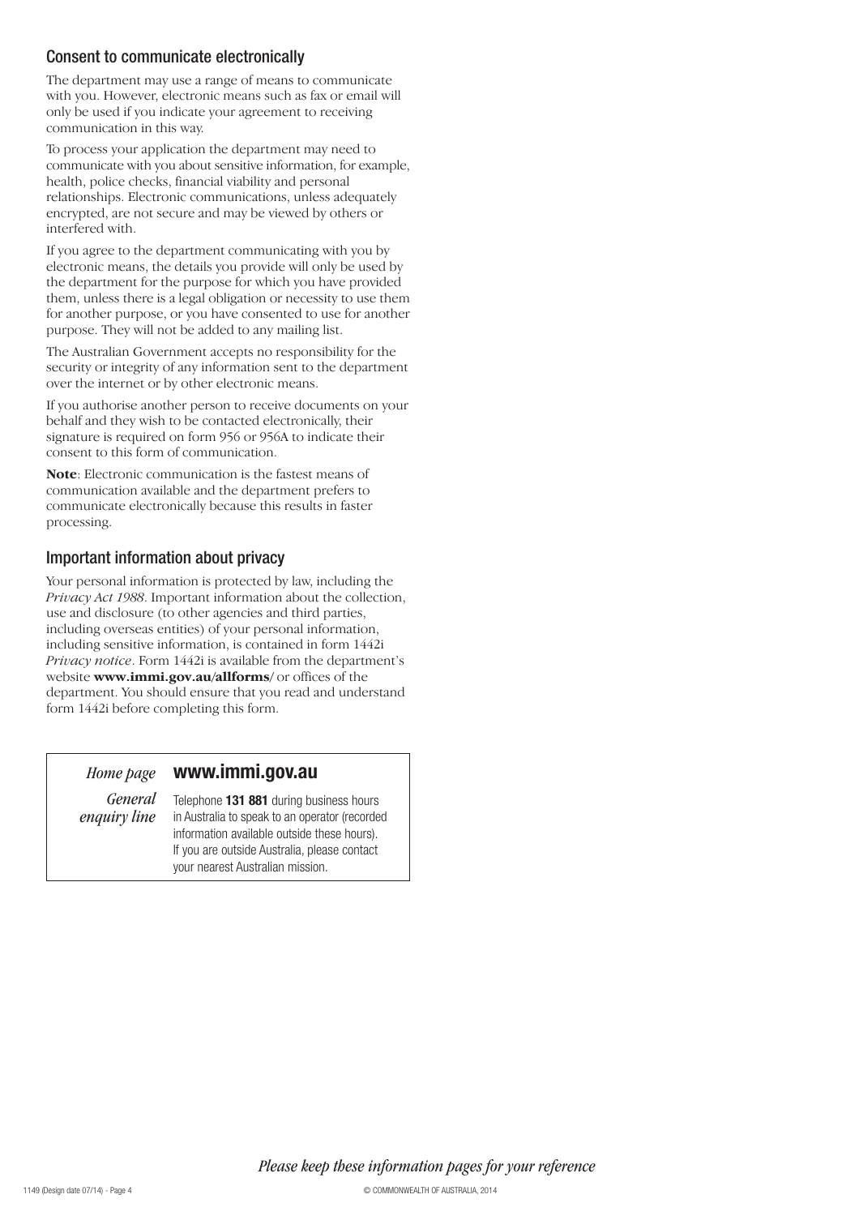## Consent to communicate electronically

The department may use a range of means to communicate with you. However, electronic means such as fax or email will only be used if you indicate your agreement to receiving communication in this way.

To process your application the department may need to communicate with you about sensitive information, for example, health, police checks, financial viability and personal relationships. Electronic communications, unless adequately encrypted, are not secure and may be viewed by others or interfered with.

If you agree to the department communicating with you by electronic means, the details you provide will only be used by the department for the purpose for which you have provided them, unless there is a legal obligation or necessity to use them for another purpose, or you have consented to use for another purpose. They will not be added to any mailing list.

The Australian Government accepts no responsibility for the security or integrity of any information sent to the department over the internet or by other electronic means.

If you authorise another person to receive documents on your behalf and they wish to be contacted electronically, their signature is required on form 956 or 956A to indicate their consent to this form of communication.

**Note**: Electronic communication is the fastest means of communication available and the department prefers to communicate electronically because this results in faster processing.

## Important information about privacy

Your personal information is protected by law, including the *Privacy Act 1988*. Important information about the collection, use and disclosure (to other agencies and third parties, including overseas entities) of your personal information, including sensitive information, is contained in form 1442i *Privacy notice*. Form 1442i is available from the department's website **www.immi.gov.au/allforms/** or offices of the department. You should ensure that you read and understand form 1442i before completing this form.

| | |
|---|---|
| *Home page* | **www.immi.gov.au** |
| *General enquiry line* | Telephone **131 881** during business hours in Australia to speak to an operator (recorded information available outside these hours). If you are outside Australia, please contact your nearest Australian mission. |

*Please keep these information pages for your reference*

1149 (Design date 07/14) - Page 4

© COMMONWEALTH OF AUSTRALIA, 2014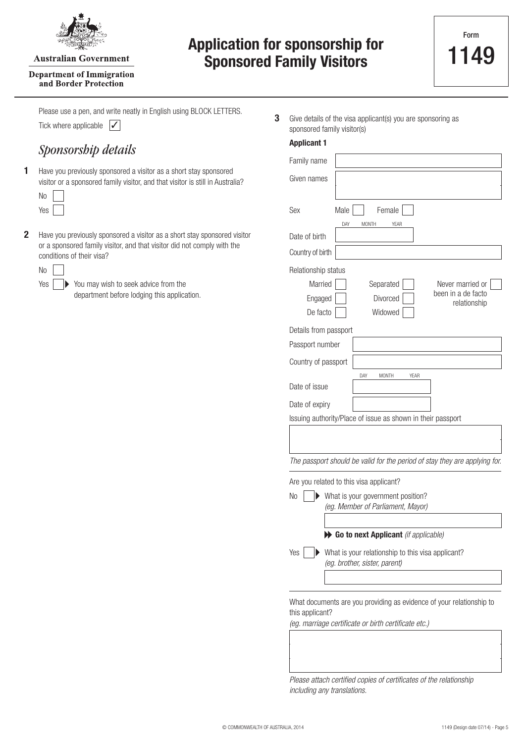Australian Government

Department of Immigration and Border Protection

# Application for sponsorship for Sponsored Family Visitors

Form **1149**

Please use a pen, and write neatly in English using BLOCK LETTERS.

Tick where applicable ☑

## *Sponsorship details*

**1** Have you previously sponsored a visitor as a short stay sponsored visitor or a sponsored family visitor, and that visitor is still in Australia?

No ☐

Yes ☐

**2** Have you previously sponsored a visitor as a short stay sponsored visitor or a sponsored family visitor, and that visitor did not comply with the conditions of their visa?

No ☐

Yes ☐ ▶ You may wish to seek advice from the department before lodging this application.

**3** Give details of the visa applicant(s) you are sponsoring as sponsored family visitor(s)

**Applicant 1**

Family name

Given names

Sex Male ☐ Female ☐

Date of birth (DAY MONTH YEAR)

Country of birth

Relationship status

Married ☐ Separated ☐ Never married or been in a de facto relationship ☐

Engaged ☐ Divorced ☐

De facto ☐ Widowed ☐

Details from passport

Passport number

Country of passport

Date of issue (DAY MONTH YEAR)

Date of expiry

Issuing authority/Place of issue as shown in their passport

*The passport should be valid for the period of stay they are applying for.*

Are you related to this visa applicant?

No ☐ ▶ What is your government position? *(eg. Member of Parliament, Mayor)*

▶▶ **Go to next Applicant** *(if applicable)*

Yes ☐ ▶ What is your relationship to this visa applicant? *(eg. brother, sister, parent)*

What documents are you providing as evidence of your relationship to this applicant?
*(eg. marriage certificate or birth certificate etc.)*

*Please attach certified copies of certificates of the relationship including any translations.*

© COMMONWEALTH OF AUSTRALIA, 2014

1149 (Design date 07/14)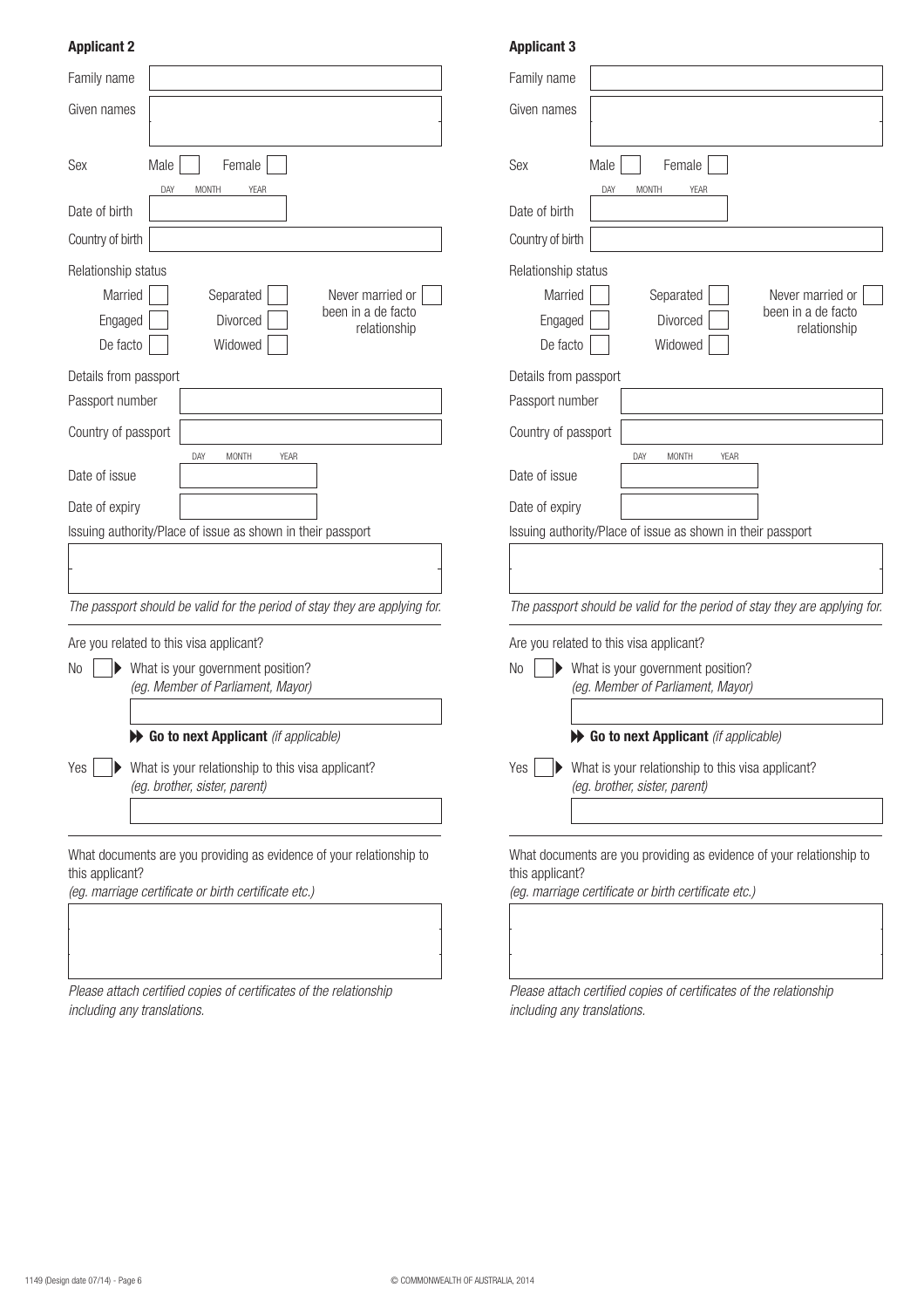## Applicant 2

Family name

Given names

Sex — Male ☐ Female ☐

Date of birth (DAY MONTH YEAR)

Country of birth

Relationship status

- Married ☐
- Engaged ☐
- De facto ☐
- Separated ☐
- Divorced ☐
- Widowed ☐
- Never married or been in a de facto relationship ☐

Details from passport

Passport number

Country of passport

Date of issue (DAY MONTH YEAR)

Date of expiry

Issuing authority/Place of issue as shown in their passport

*The passport should be valid for the period of stay they are applying for.*

Are you related to this visa applicant?

No ☐ ▶ What is your government position?
*(eg. Member of Parliament, Mayor)*

**Go to next Applicant** *(if applicable)*

Yes ☐ ▶ What is your relationship to this visa applicant?
*(eg. brother, sister, parent)*

What documents are you providing as evidence of your relationship to this applicant?
*(eg. marriage certificate or birth certificate etc.)*

*Please attach certified copies of certificates of the relationship including any translations.*

## Applicant 3

Family name

Given names

Sex — Male ☐ Female ☐

Date of birth (DAY MONTH YEAR)

Country of birth

Relationship status

- Married ☐
- Engaged ☐
- De facto ☐
- Separated ☐
- Divorced ☐
- Widowed ☐
- Never married or been in a de facto relationship ☐

Details from passport

Passport number

Country of passport

Date of issue (DAY MONTH YEAR)

Date of expiry

Issuing authority/Place of issue as shown in their passport

*The passport should be valid for the period of stay they are applying for.*

Are you related to this visa applicant?

No ☐ ▶ What is your government position?
*(eg. Member of Parliament, Mayor)*

**Go to next Applicant** *(if applicable)*

Yes ☐ ▶ What is your relationship to this visa applicant?
*(eg. brother, sister, parent)*

What documents are you providing as evidence of your relationship to this applicant?
*(eg. marriage certificate or birth certificate etc.)*

*Please attach certified copies of certificates of the relationship including any translations.*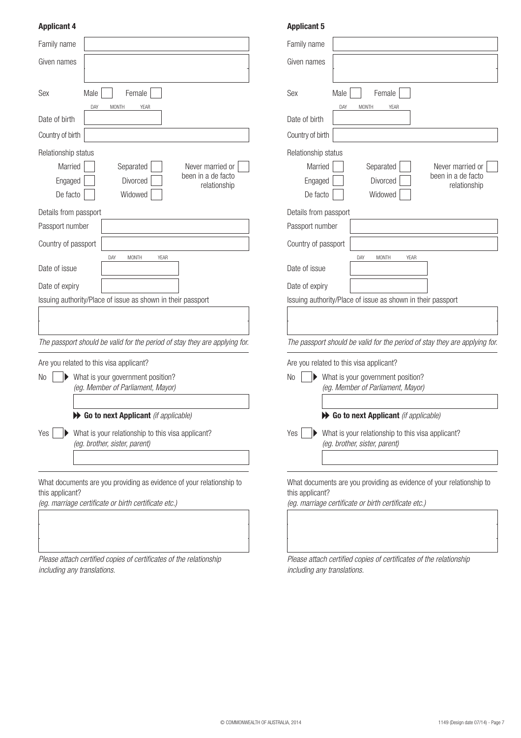## Applicant 4

Family name

Given names

Sex Male ☐ Female ☐

Date of birth (DAY MONTH YEAR)

Country of birth

Relationship status

Married ☐ Separated ☐ Never married or been in a de facto relationship ☐

Engaged ☐ Divorced ☐

De facto ☐ Widowed ☐

Details from passport

Passport number

Country of passport

Date of issue (DAY MONTH YEAR)

Date of expiry

Issuing authority/Place of issue as shown in their passport

*The passport should be valid for the period of stay they are applying for.*

Are you related to this visa applicant?

No ☐ ▶ What is your government position?
*(eg. Member of Parliament, Mayor)*

▶▶ **Go to next Applicant** *(if applicable)*

Yes ☐ ▶ What is your relationship to this visa applicant?
*(eg. brother, sister, parent)*

What documents are you providing as evidence of your relationship to this applicant?
*(eg. marriage certificate or birth certificate etc.)*

*Please attach certified copies of certificates of the relationship including any translations.*

## Applicant 5

Family name

Given names

Sex Male ☐ Female ☐

Date of birth (DAY MONTH YEAR)

Country of birth

Relationship status

Married ☐ Separated ☐ Never married or been in a de facto relationship ☐

Engaged ☐ Divorced ☐

De facto ☐ Widowed ☐

Details from passport

Passport number

Country of passport

Date of issue (DAY MONTH YEAR)

Date of expiry

Issuing authority/Place of issue as shown in their passport

*The passport should be valid for the period of stay they are applying for.*

Are you related to this visa applicant?

No ☐ ▶ What is your government position?
*(eg. Member of Parliament, Mayor)*

▶▶ **Go to next Applicant** *(if applicable)*

Yes ☐ ▶ What is your relationship to this visa applicant?
*(eg. brother, sister, parent)*

What documents are you providing as evidence of your relationship to this applicant?
*(eg. marriage certificate or birth certificate etc.)*

*Please attach certified copies of certificates of the relationship including any translations.*

© COMMONWEALTH OF AUSTRALIA, 2014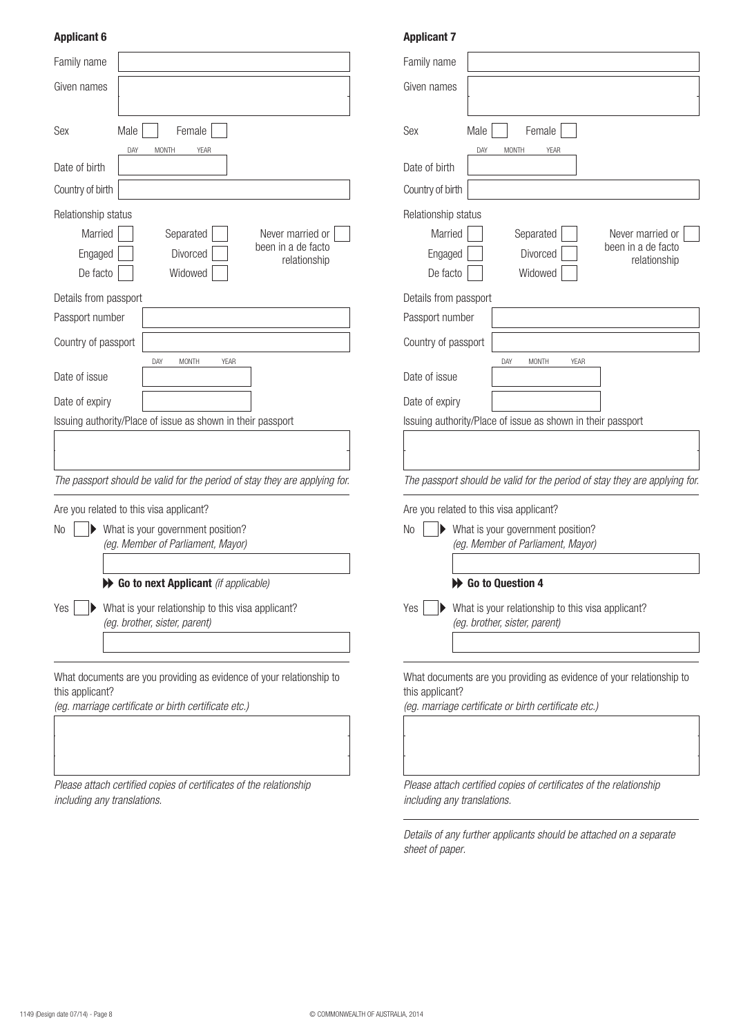## Applicant 6

Family name

Given names

Sex Male ☐ Female ☐

Date of birth (DAY MONTH YEAR)

Country of birth

Relationship status

- Married ☐
- Engaged ☐
- De facto ☐
- Separated ☐
- Divorced ☐
- Widowed ☐
- Never married or been in a de facto relationship ☐

Details from passport

Passport number

Country of passport

Date of issue (DAY MONTH YEAR)

Date of expiry

Issuing authority/Place of issue as shown in their passport

*The passport should be valid for the period of stay they are applying for.*

Are you related to this visa applicant?

No ☐ ▶ What is your government position?
*(eg. Member of Parliament, Mayor)*

**Go to next Applicant** *(if applicable)*

Yes ☐ ▶ What is your relationship to this visa applicant?
*(eg. brother, sister, parent)*

What documents are you providing as evidence of your relationship to this applicant?
*(eg. marriage certificate or birth certificate etc.)*

*Please attach certified copies of certificates of the relationship including any translations.*

## Applicant 7

Family name

Given names

Sex Male ☐ Female ☐

Date of birth (DAY MONTH YEAR)

Country of birth

Relationship status

- Married ☐
- Engaged ☐
- De facto ☐
- Separated ☐
- Divorced ☐
- Widowed ☐
- Never married or been in a de facto relationship ☐

Details from passport

Passport number

Country of passport

Date of issue (DAY MONTH YEAR)

Date of expiry

Issuing authority/Place of issue as shown in their passport

*The passport should be valid for the period of stay they are applying for.*

Are you related to this visa applicant?

No ☐ ▶ What is your government position?
*(eg. Member of Parliament, Mayor)*

**Go to Question 4**

Yes ☐ ▶ What is your relationship to this visa applicant?
*(eg. brother, sister, parent)*

What documents are you providing as evidence of your relationship to this applicant?
*(eg. marriage certificate or birth certificate etc.)*

*Please attach certified copies of certificates of the relationship including any translations.*

*Details of any further applicants should be attached on a separate sheet of paper.*

1149 (Design date 07/14) - Page 8

© COMMONWEALTH OF AUSTRALIA, 2014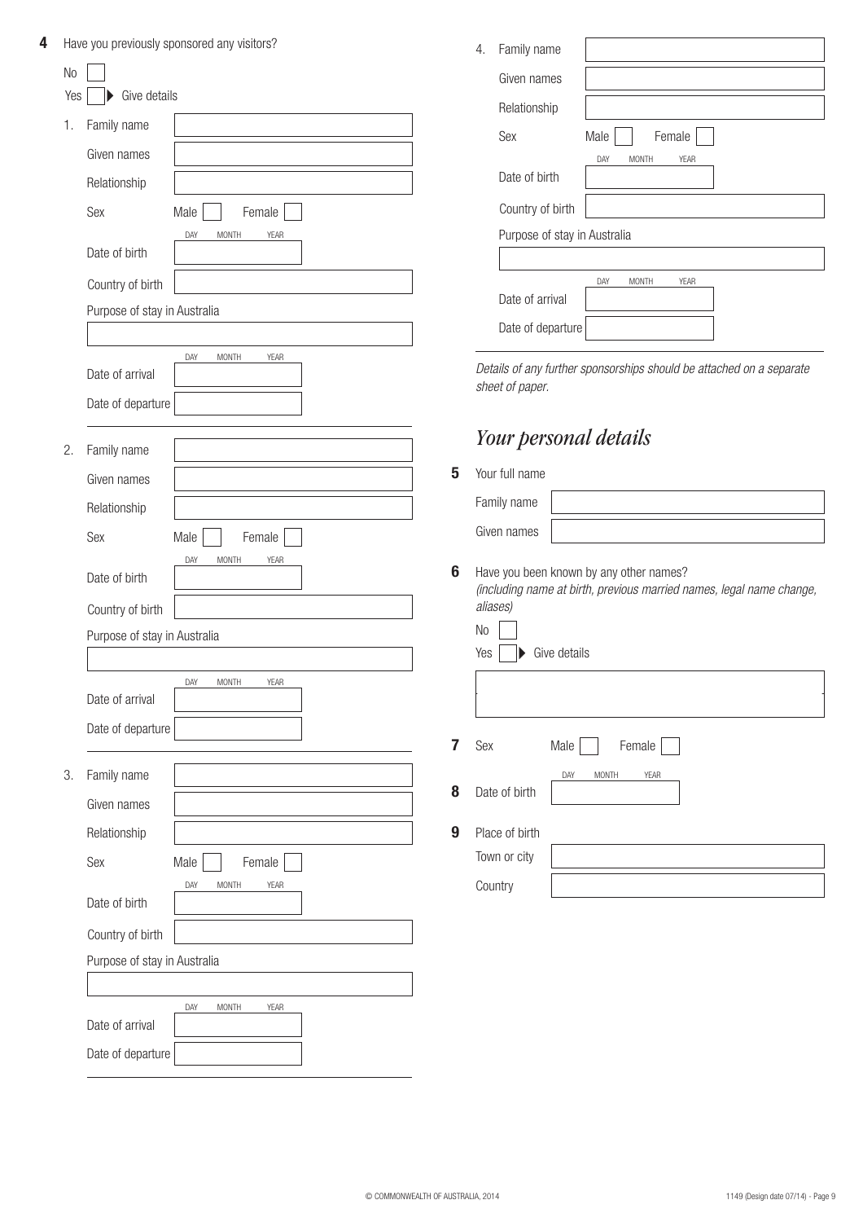**4** Have you previously sponsored any visitors?

No ☐

Yes ☐ ▶ Give details

1. Family name ______

   Given names ______

   Relationship ______

   Sex Male ☐ Female ☐

   Date of birth DAY MONTH YEAR ______

   Country of birth ______

   Purpose of stay in Australia ______

   Date of arrival DAY MONTH YEAR ______

   Date of departure ______

2. Family name ______

   Given names ______

   Relationship ______

   Sex Male ☐ Female ☐

   Date of birth DAY MONTH YEAR ______

   Country of birth ______

   Purpose of stay in Australia ______

   Date of arrival DAY MONTH YEAR ______

   Date of departure ______

3. Family name ______

   Given names ______

   Relationship ______

   Sex Male ☐ Female ☐

   Date of birth DAY MONTH YEAR ______

   Country of birth ______

   Purpose of stay in Australia ______

   Date of arrival DAY MONTH YEAR ______

   Date of departure ______

4. Family name ______

   Given names ______

   Relationship ______

   Sex Male ☐ Female ☐

   Date of birth DAY MONTH YEAR ______

   Country of birth ______

   Purpose of stay in Australia ______

   Date of arrival DAY MONTH YEAR ______

   Date of departure ______

*Details of any further sponsorships should be attached on a separate sheet of paper.*

## *Your personal details*

**5** Your full name

Family name ______

Given names ______

**6** Have you been known by any other names?
*(including name at birth, previous married names, legal name change, aliases)*

No ☐

Yes ☐ ▶ Give details

______

**7** Sex Male ☐ Female ☐

**8** Date of birth DAY MONTH YEAR ______

**9** Place of birth

Town or city ______

Country ______

© COMMONWEALTH OF AUSTRALIA, 2014

1149 (Design date 07/14)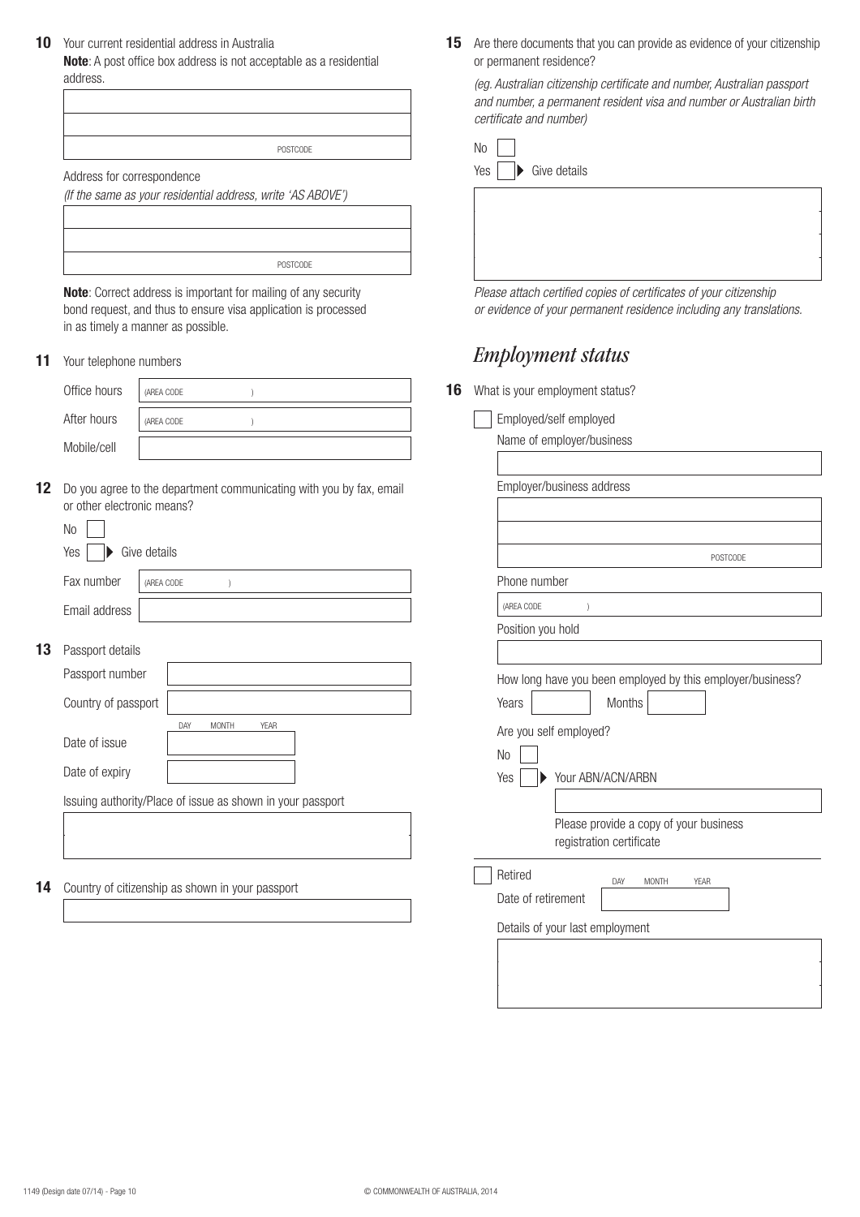**10** Your current residential address in Australia

**Note**: A post office box address is not acceptable as a residential address.

POSTCODE

Address for correspondence

*(If the same as your residential address, write 'AS ABOVE')*

POSTCODE

**Note**: Correct address is important for mailing of any security bond request, and thus to ensure visa application is processed in as timely a manner as possible.

**11** Your telephone numbers

Office hours (AREA CODE )

After hours (AREA CODE )

Mobile/cell

**12** Do you agree to the department communicating with you by fax, email or other electronic means?

No

Yes ▶ Give details

Fax number (AREA CODE )

Email address

**13** Passport details

Passport number

Country of passport

Date of issue DAY MONTH YEAR

Date of expiry

Issuing authority/Place of issue as shown in your passport

**14** Country of citizenship as shown in your passport

**15** Are there documents that you can provide as evidence of your citizenship or permanent residence?

*(eg. Australian citizenship certificate and number, Australian passport and number, a permanent resident visa and number or Australian birth certificate and number)*

No

Yes ▶ Give details

*Please attach certified copies of certificates of your citizenship or evidence of your permanent residence including any translations.*

# *Employment status*

**16** What is your employment status?

Employed/self employed

Name of employer/business

Employer/business address

POSTCODE

Phone number

(AREA CODE )

Position you hold

How long have you been employed by this employer/business?

Years Months

Are you self employed?

No

Yes ▶ Your ABN/ACN/ARBN

Please provide a copy of your business registration certificate

Retired

Date of retirement DAY MONTH YEAR

Details of your last employment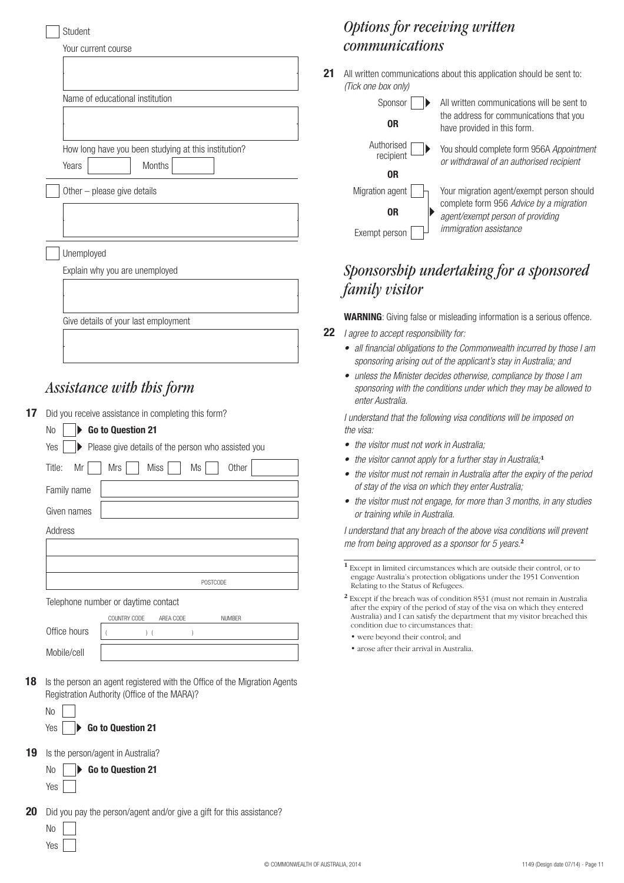☐ Student

Your current course

Name of educational institution

How long have you been studying at this institution?

Years ☐ Months ☐

☐ Other – please give details

☐ Unemployed

Explain why you are unemployed

Give details of your last employment

## Assistance with this form

**17** Did you receive assistance in completing this form?

No ☐ ▶ **Go to Question 21**

Yes ☐ ▶ Please give details of the person who assisted you

Title: Mr ☐ Mrs ☐ Miss ☐ Ms ☐ Other ☐

Family name

Given names

Address

POSTCODE

Telephone number or daytime contact

| | COUNTRY CODE | AREA CODE | NUMBER |
|---|---|---|---|
| Office hours | ( ) | ( ) | |
| Mobile/cell | | | |

**18** Is the person an agent registered with the Office of the Migration Agents Registration Authority (Office of the MARA)?

No ☐

Yes ☐ ▶ **Go to Question 21**

**19** Is the person/agent in Australia?

No ☐ ▶ **Go to Question 21**

Yes ☐

**20** Did you pay the person/agent and/or give a gift for this assistance?

No ☐

Yes ☐

## Options for receiving written communications

**21** All written communications about this application should be sent to: *(Tick one box only)*

Sponsor ☐ ▶ All written communications will be sent to the address for communications that you have provided in this form.

**OR**

Authorised recipient ☐ ▶ You should complete form 956A *Appointment or withdrawal of an authorised recipient*

**OR**

Migration agent ☐

**OR**

Exempt person ☐

▶ Your migration agent/exempt person should complete form 956 *Advice by a migration agent/exempt person of providing immigration assistance*

## Sponsorship undertaking for a sponsored family visitor

**WARNING**: Giving false or misleading information is a serious offence.

**22** *I agree to accept responsibility for:*

- *all financial obligations to the Commonwealth incurred by those I am sponsoring arising out of the applicant's stay in Australia; and*
- *unless the Minister decides otherwise, compliance by those I am sponsoring with the conditions under which they may be allowed to enter Australia.*

*I understand that the following visa conditions will be imposed on the visa:*

- *the visitor must not work in Australia;*
- *the visitor cannot apply for a further stay in Australia;*[1]
- *the visitor must not remain in Australia after the expiry of the period of stay of the visa on which they enter Australia;*
- *the visitor must not engage, for more than 3 months, in any studies or training while in Australia.*

*I understand that any breach of the above visa conditions will prevent me from being approved as a sponsor for 5 years.*[2]

[1] Except in limited circumstances which are outside their control, or to engage Australia's protection obligations under the 1951 Convention Relating to the Status of Refugees.

[2] Except if the breach was of condition 8531 (must not remain in Australia after the expiry of the period of stay of the visa on which they entered Australia) and I can satisfy the department that my visitor breached this condition due to circumstances that:

- were beyond their control; and
- arose after their arrival in Australia.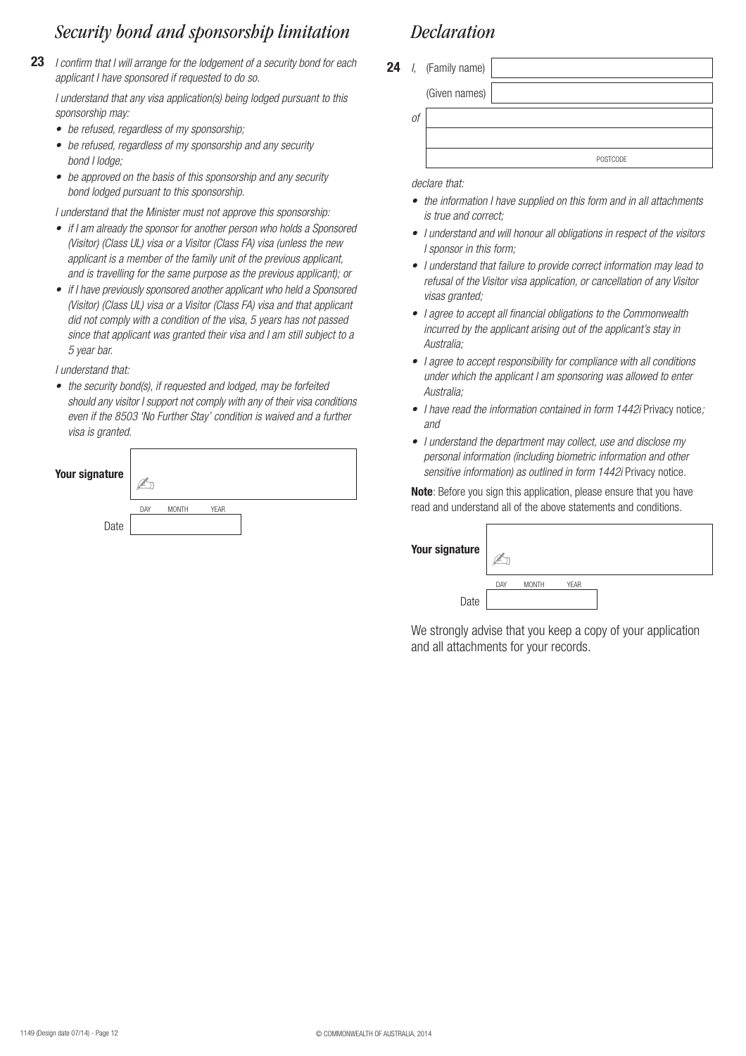## *Security bond and sponsorship limitation*

**23** *I confirm that I will arrange for the lodgement of a security bond for each applicant I have sponsored if requested to do so.*

*I understand that any visa application(s) being lodged pursuant to this sponsorship may:*

- *be refused, regardless of my sponsorship;*
- *be refused, regardless of my sponsorship and any security bond I lodge;*
- *be approved on the basis of this sponsorship and any security bond lodged pursuant to this sponsorship.*

*I understand that the Minister must not approve this sponsorship:*

- *if I am already the sponsor for another person who holds a Sponsored (Visitor) (Class UL) visa or a Visitor (Class FA) visa (unless the new applicant is a member of the family unit of the previous applicant, and is travelling for the same purpose as the previous applicant); or*
- *if I have previously sponsored another applicant who held a Sponsored (Visitor) (Class UL) visa or a Visitor (Class FA) visa and that applicant did not comply with a condition of the visa, 5 years has not passed since that applicant was granted their visa and I am still subject to a 5 year bar.*

*I understand that:*

- *the security bond(s), if requested and lodged, may be forfeited should any visitor I support not comply with any of their visa conditions even if the 8503 'No Further Stay' condition is waived and a further visa is granted.*

**Your signature** ✍

Date DAY MONTH YEAR

## *Declaration*

**24** *I,* (Family name)

(Given names)

*of*

POSTCODE

*declare that:*

- *the information I have supplied on this form and in all attachments is true and correct;*
- *I understand and will honour all obligations in respect of the visitors I sponsor in this form;*
- *I understand that failure to provide correct information may lead to refusal of the Visitor visa application, or cancellation of any Visitor visas granted;*
- *I agree to accept all financial obligations to the Commonwealth incurred by the applicant arising out of the applicant's stay in Australia;*
- *I agree to accept responsibility for compliance with all conditions under which the applicant I am sponsoring was allowed to enter Australia;*
- *I have read the information contained in form 1442i* Privacy notice*; and*
- *I understand the department may collect, use and disclose my personal information (including biometric information and other sensitive information) as outlined in form 1442i* Privacy notice.

**Note**: Before you sign this application, please ensure that you have read and understand all of the above statements and conditions.

**Your signature** ✍

Date DAY MONTH YEAR

We strongly advise that you keep a copy of your application and all attachments for your records.

1149 (Design date 07/14) - Page 12

© COMMONWEALTH OF AUSTRALIA, 2014